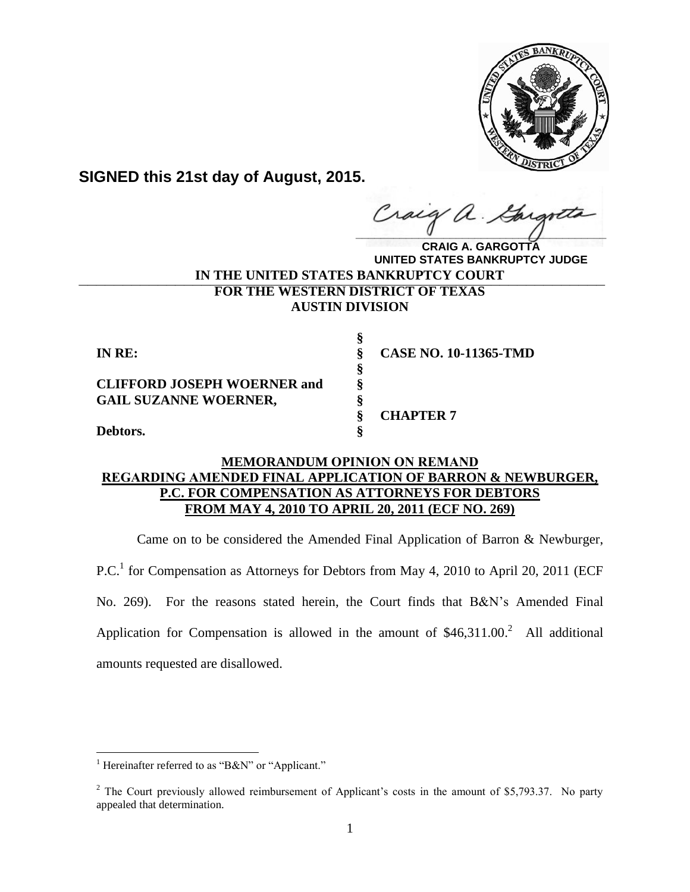**SIGNED this 21st day of August, 2015.**

**CRAIG A. GARGOTTA**
**UNITED STATES BANKRUPTCY JUDGE**

**IN THE UNITED STATES BANKRUPTCY COURT**
**FOR THE WESTERN DISTRICT OF TEXAS**
**AUSTIN DIVISION**

| | | |
|---|---|---|
| | § | |
| **IN RE:** | § | **CASE NO. 10-11365-TMD** |
| | § | |
| **CLIFFORD JOSEPH WOERNER and** | § | |
| **GAIL SUZANNE WOERNER,** | § | |
| | § | **CHAPTER 7** |
| **Debtors.** | § | |

**MEMORANDUM OPINION ON REMAND REGARDING AMENDED FINAL APPLICATION OF BARRON & NEWBURGER, P.C. FOR COMPENSATION AS ATTORNEYS FOR DEBTORS FROM MAY 4, 2010 TO APRIL 20, 2011 (ECF NO. 269)**

Came on to be considered the Amended Final Application of Barron & Newburger, P.C.[1] for Compensation as Attorneys for Debtors from May 4, 2010 to April 20, 2011 (ECF No. 269). For the reasons stated herein, the Court finds that B&N's Amended Final Application for Compensation is allowed in the amount of $46,311.00.[2] All additional amounts requested are disallowed.

---

[1] Hereinafter referred to as "B&N" or "Applicant."

[2] The Court previously allowed reimbursement of Applicant's costs in the amount of $5,793.37. No party appealed that determination.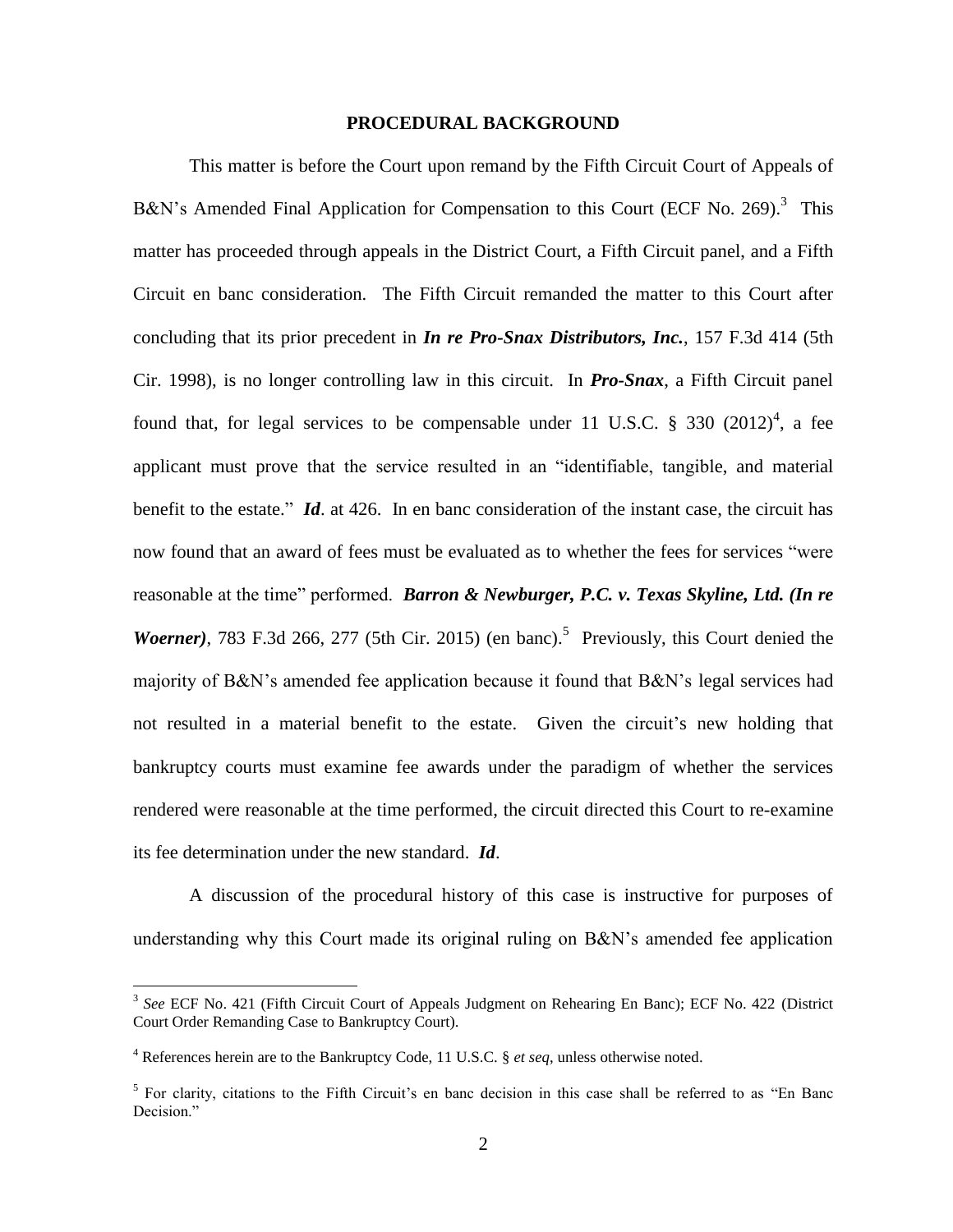**PROCEDURAL BACKGROUND**

This matter is before the Court upon remand by the Fifth Circuit Court of Appeals of B&N's Amended Final Application for Compensation to this Court (ECF No. 269).[3] This matter has proceeded through appeals in the District Court, a Fifth Circuit panel, and a Fifth Circuit en banc consideration. The Fifth Circuit remanded the matter to this Court after concluding that its prior precedent in ***In re Pro-Snax Distributors, Inc.***, 157 F.3d 414 (5th Cir. 1998), is no longer controlling law in this circuit. In ***Pro-Snax***, a Fifth Circuit panel found that, for legal services to be compensable under 11 U.S.C. § 330 (2012)[4], a fee applicant must prove that the service resulted in an "identifiable, tangible, and material benefit to the estate." ***Id***. at 426. In en banc consideration of the instant case, the circuit has now found that an award of fees must be evaluated as to whether the fees for services "were reasonable at the time" performed. ***Barron & Newburger, P.C. v. Texas Skyline, Ltd. (In re Woerner)***, 783 F.3d 266, 277 (5th Cir. 2015) (en banc).[5] Previously, this Court denied the majority of B&N's amended fee application because it found that B&N's legal services had not resulted in a material benefit to the estate. Given the circuit's new holding that bankruptcy courts must examine fee awards under the paradigm of whether the services rendered were reasonable at the time performed, the circuit directed this Court to re-examine its fee determination under the new standard. ***Id***.

A discussion of the procedural history of this case is instructive for purposes of understanding why this Court made its original ruling on B&N's amended fee application

---

[3] *See* ECF No. 421 (Fifth Circuit Court of Appeals Judgment on Rehearing En Banc); ECF No. 422 (District Court Order Remanding Case to Bankruptcy Court).

[4] References herein are to the Bankruptcy Code, 11 U.S.C. § *et seq*, unless otherwise noted.

[5] For clarity, citations to the Fifth Circuit's en banc decision in this case shall be referred to as "En Banc Decision."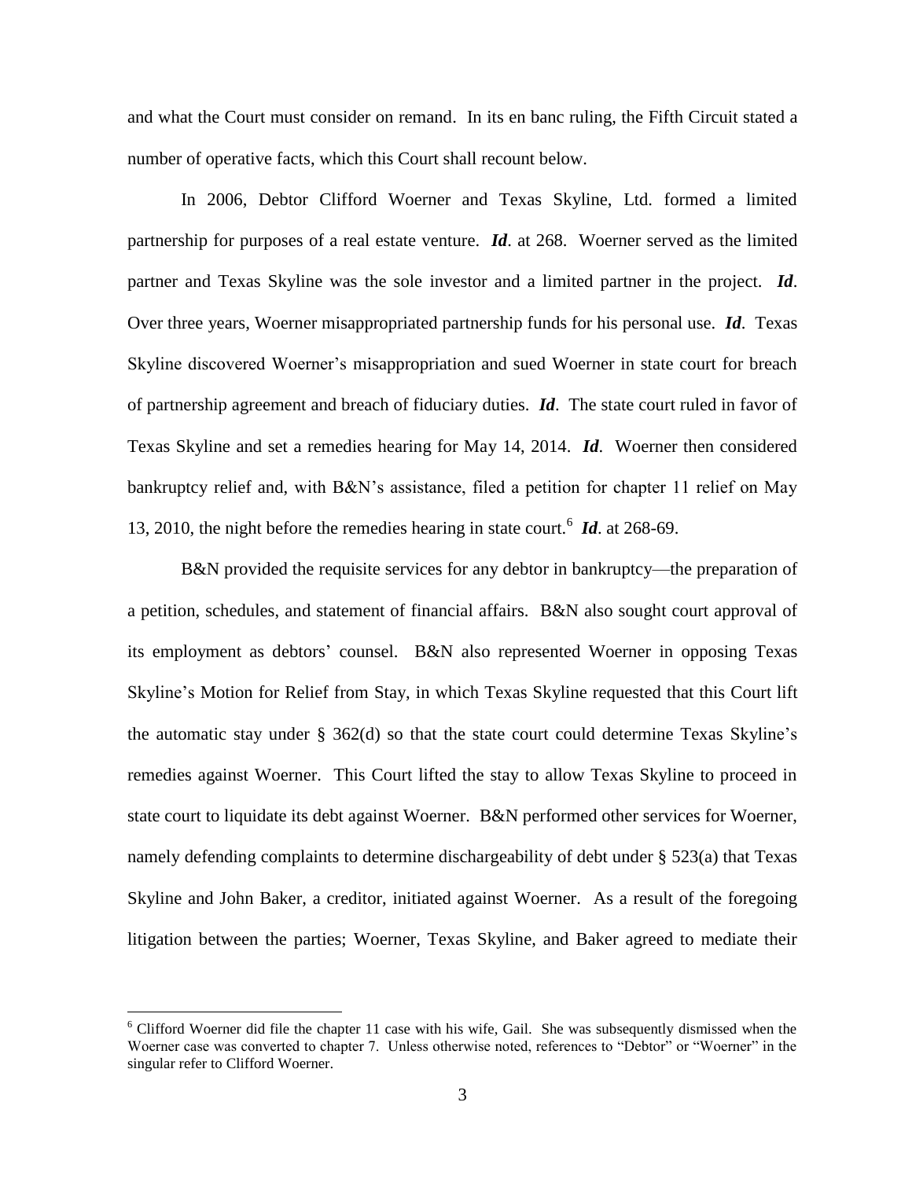and what the Court must consider on remand. In its en banc ruling, the Fifth Circuit stated a number of operative facts, which this Court shall recount below.

In 2006, Debtor Clifford Woerner and Texas Skyline, Ltd. formed a limited partnership for purposes of a real estate venture. ***Id***. at 268. Woerner served as the limited partner and Texas Skyline was the sole investor and a limited partner in the project. ***Id***. Over three years, Woerner misappropriated partnership funds for his personal use. ***Id***. Texas Skyline discovered Woerner's misappropriation and sued Woerner in state court for breach of partnership agreement and breach of fiduciary duties. ***Id***. The state court ruled in favor of Texas Skyline and set a remedies hearing for May 14, 2014. ***Id***. Woerner then considered bankruptcy relief and, with B&N's assistance, filed a petition for chapter 11 relief on May 13, 2010, the night before the remedies hearing in state court.[6] ***Id***. at 268-69.

B&N provided the requisite services for any debtor in bankruptcy—the preparation of a petition, schedules, and statement of financial affairs. B&N also sought court approval of its employment as debtors' counsel. B&N also represented Woerner in opposing Texas Skyline's Motion for Relief from Stay, in which Texas Skyline requested that this Court lift the automatic stay under § 362(d) so that the state court could determine Texas Skyline's remedies against Woerner. This Court lifted the stay to allow Texas Skyline to proceed in state court to liquidate its debt against Woerner. B&N performed other services for Woerner, namely defending complaints to determine dischargeability of debt under § 523(a) that Texas Skyline and John Baker, a creditor, initiated against Woerner. As a result of the foregoing litigation between the parties; Woerner, Texas Skyline, and Baker agreed to mediate their

[6] Clifford Woerner did file the chapter 11 case with his wife, Gail. She was subsequently dismissed when the Woerner case was converted to chapter 7. Unless otherwise noted, references to "Debtor" or "Woerner" in the singular refer to Clifford Woerner.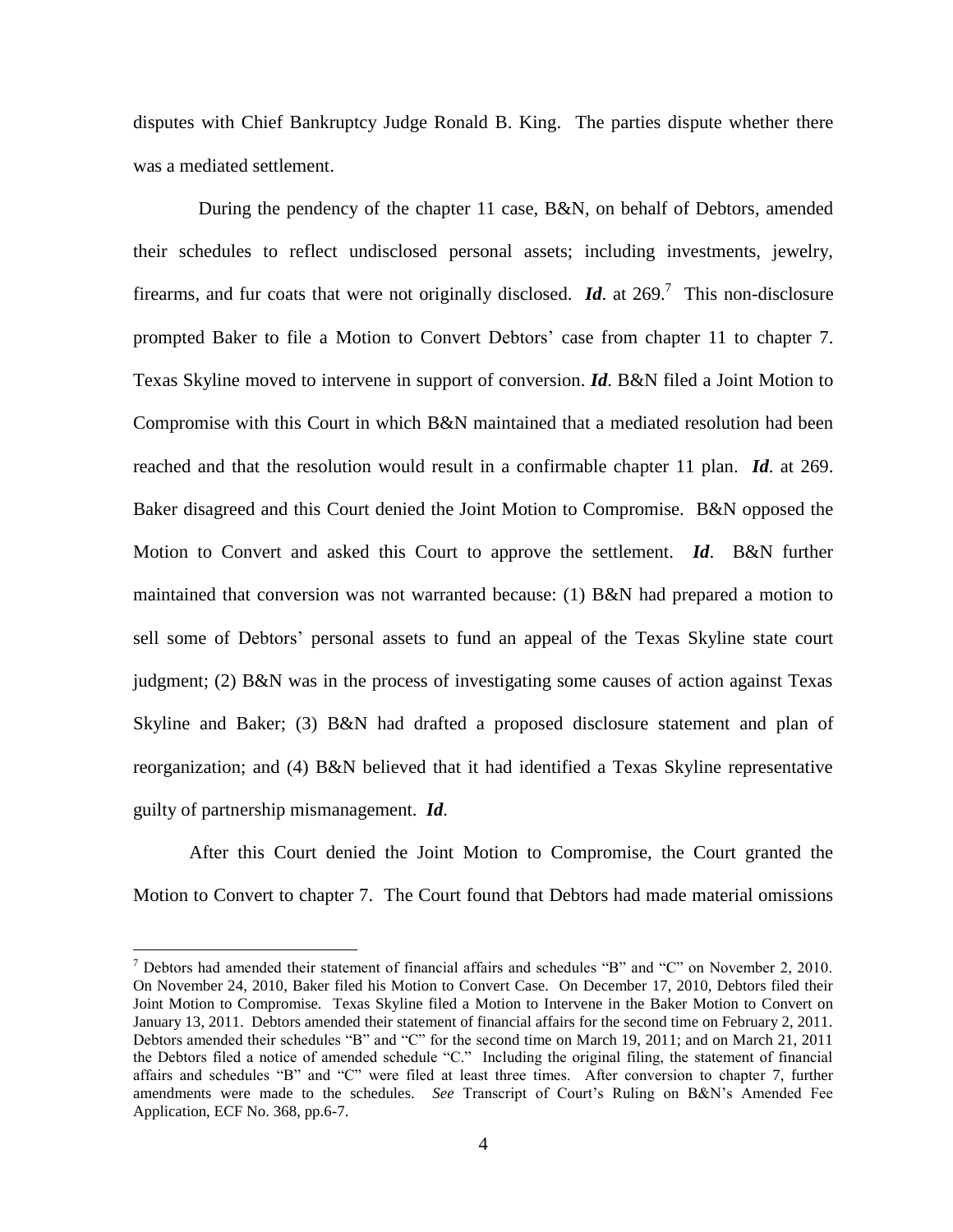disputes with Chief Bankruptcy Judge Ronald B. King. The parties dispute whether there was a mediated settlement.

During the pendency of the chapter 11 case, B&N, on behalf of Debtors, amended their schedules to reflect undisclosed personal assets; including investments, jewelry, firearms, and fur coats that were not originally disclosed. ***Id*.** at 269.[7] This non-disclosure prompted Baker to file a Motion to Convert Debtors' case from chapter 11 to chapter 7. Texas Skyline moved to intervene in support of conversion. ***Id*.** B&N filed a Joint Motion to Compromise with this Court in which B&N maintained that a mediated resolution had been reached and that the resolution would result in a confirmable chapter 11 plan. ***Id*.** at 269. Baker disagreed and this Court denied the Joint Motion to Compromise. B&N opposed the Motion to Convert and asked this Court to approve the settlement. ***Id*.** B&N further maintained that conversion was not warranted because: (1) B&N had prepared a motion to sell some of Debtors' personal assets to fund an appeal of the Texas Skyline state court judgment; (2) B&N was in the process of investigating some causes of action against Texas Skyline and Baker; (3) B&N had drafted a proposed disclosure statement and plan of reorganization; and (4) B&N believed that it had identified a Texas Skyline representative guilty of partnership mismanagement. ***Id*.**

After this Court denied the Joint Motion to Compromise, the Court granted the Motion to Convert to chapter 7. The Court found that Debtors had made material omissions

[7] Debtors had amended their statement of financial affairs and schedules "B" and "C" on November 2, 2010. On November 24, 2010, Baker filed his Motion to Convert Case. On December 17, 2010, Debtors filed their Joint Motion to Compromise. Texas Skyline filed a Motion to Intervene in the Baker Motion to Convert on January 13, 2011. Debtors amended their statement of financial affairs for the second time on February 2, 2011. Debtors amended their schedules "B" and "C" for the second time on March 19, 2011; and on March 21, 2011 the Debtors filed a notice of amended schedule "C." Including the original filing, the statement of financial affairs and schedules "B" and "C" were filed at least three times. After conversion to chapter 7, further amendments were made to the schedules. *See* Transcript of Court's Ruling on B&N's Amended Fee Application, ECF No. 368, pp.6-7.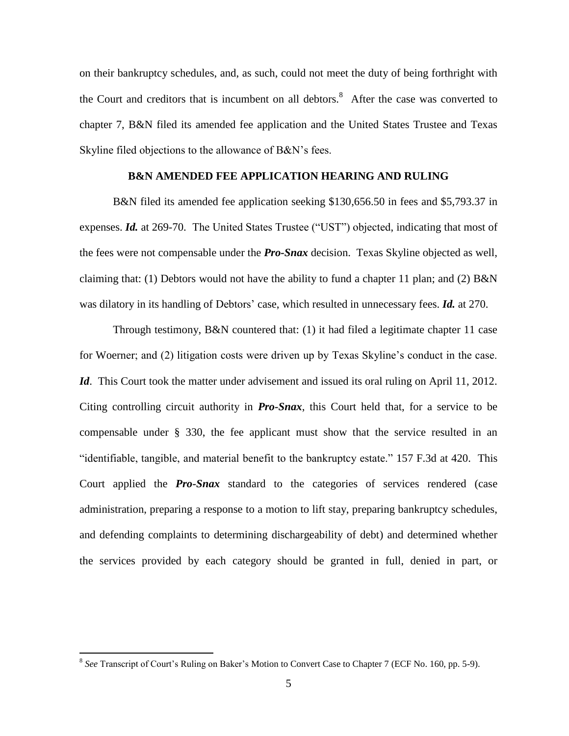on their bankruptcy schedules, and, as such, could not meet the duty of being forthright with the Court and creditors that is incumbent on all debtors.[8] After the case was converted to chapter 7, B&N filed its amended fee application and the United States Trustee and Texas Skyline filed objections to the allowance of B&N's fees.

**B&N AMENDED FEE APPLICATION HEARING AND RULING**

B&N filed its amended fee application seeking $130,656.50 in fees and $5,793.37 in expenses. ***Id.*** at 269-70. The United States Trustee ("UST") objected, indicating that most of the fees were not compensable under the ***Pro-Snax*** decision. Texas Skyline objected as well, claiming that: (1) Debtors would not have the ability to fund a chapter 11 plan; and (2) B&N was dilatory in its handling of Debtors' case, which resulted in unnecessary fees. ***Id.*** at 270.

Through testimony, B&N countered that: (1) it had filed a legitimate chapter 11 case for Woerner; and (2) litigation costs were driven up by Texas Skyline's conduct in the case. ***Id***. This Court took the matter under advisement and issued its oral ruling on April 11, 2012. Citing controlling circuit authority in ***Pro-Snax***, this Court held that, for a service to be compensable under § 330, the fee applicant must show that the service resulted in an "identifiable, tangible, and material benefit to the bankruptcy estate." 157 F.3d at 420. This Court applied the ***Pro-Snax*** standard to the categories of services rendered (case administration, preparing a response to a motion to lift stay, preparing bankruptcy schedules, and defending complaints to determining dischargeability of debt) and determined whether the services provided by each category should be granted in full, denied in part, or

[8] *See* Transcript of Court's Ruling on Baker's Motion to Convert Case to Chapter 7 (ECF No. 160, pp. 5-9).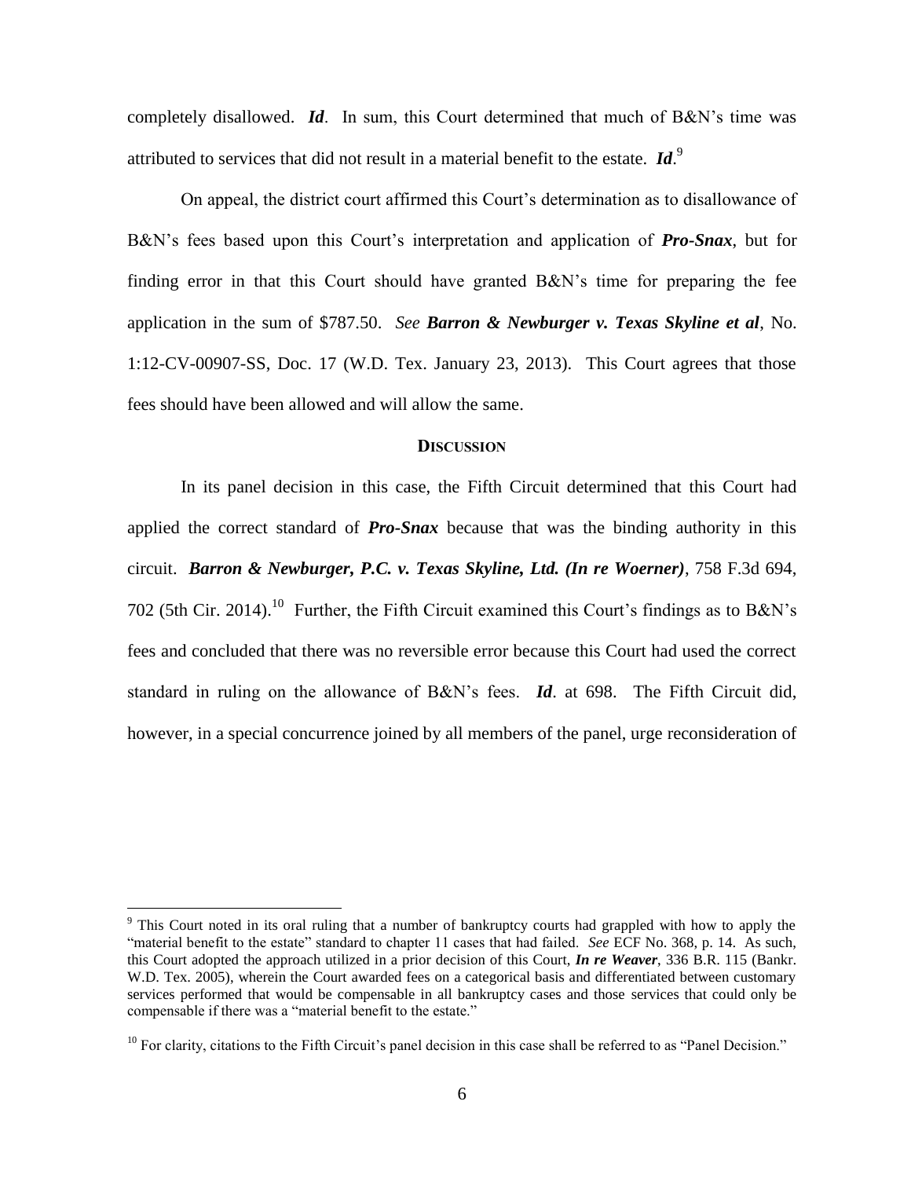completely disallowed. ***Id***. In sum, this Court determined that much of B&N's time was attributed to services that did not result in a material benefit to the estate. ***Id***.[9]

On appeal, the district court affirmed this Court's determination as to disallowance of B&N's fees based upon this Court's interpretation and application of ***Pro-Snax***, but for finding error in that this Court should have granted B&N's time for preparing the fee application in the sum of $787.50. *See* ***Barron & Newburger v. Texas Skyline et al***, No. 1:12-CV-00907-SS, Doc. 17 (W.D. Tex. January 23, 2013). This Court agrees that those fees should have been allowed and will allow the same.

## DISCUSSION

In its panel decision in this case, the Fifth Circuit determined that this Court had applied the correct standard of ***Pro-Snax*** because that was the binding authority in this circuit. ***Barron & Newburger, P.C. v. Texas Skyline, Ltd. (In re Woerner)***, 758 F.3d 694, 702 (5th Cir. 2014).[10] Further, the Fifth Circuit examined this Court's findings as to B&N's fees and concluded that there was no reversible error because this Court had used the correct standard in ruling on the allowance of B&N's fees. ***Id***. at 698. The Fifth Circuit did, however, in a special concurrence joined by all members of the panel, urge reconsideration of

---

[9] This Court noted in its oral ruling that a number of bankruptcy courts had grappled with how to apply the "material benefit to the estate" standard to chapter 11 cases that had failed. *See* ECF No. 368, p. 14. As such, this Court adopted the approach utilized in a prior decision of this Court, ***In re Weaver***, 336 B.R. 115 (Bankr. W.D. Tex. 2005), wherein the Court awarded fees on a categorical basis and differentiated between customary services performed that would be compensable in all bankruptcy cases and those services that could only be compensable if there was a "material benefit to the estate."

[10] For clarity, citations to the Fifth Circuit's panel decision in this case shall be referred to as "Panel Decision."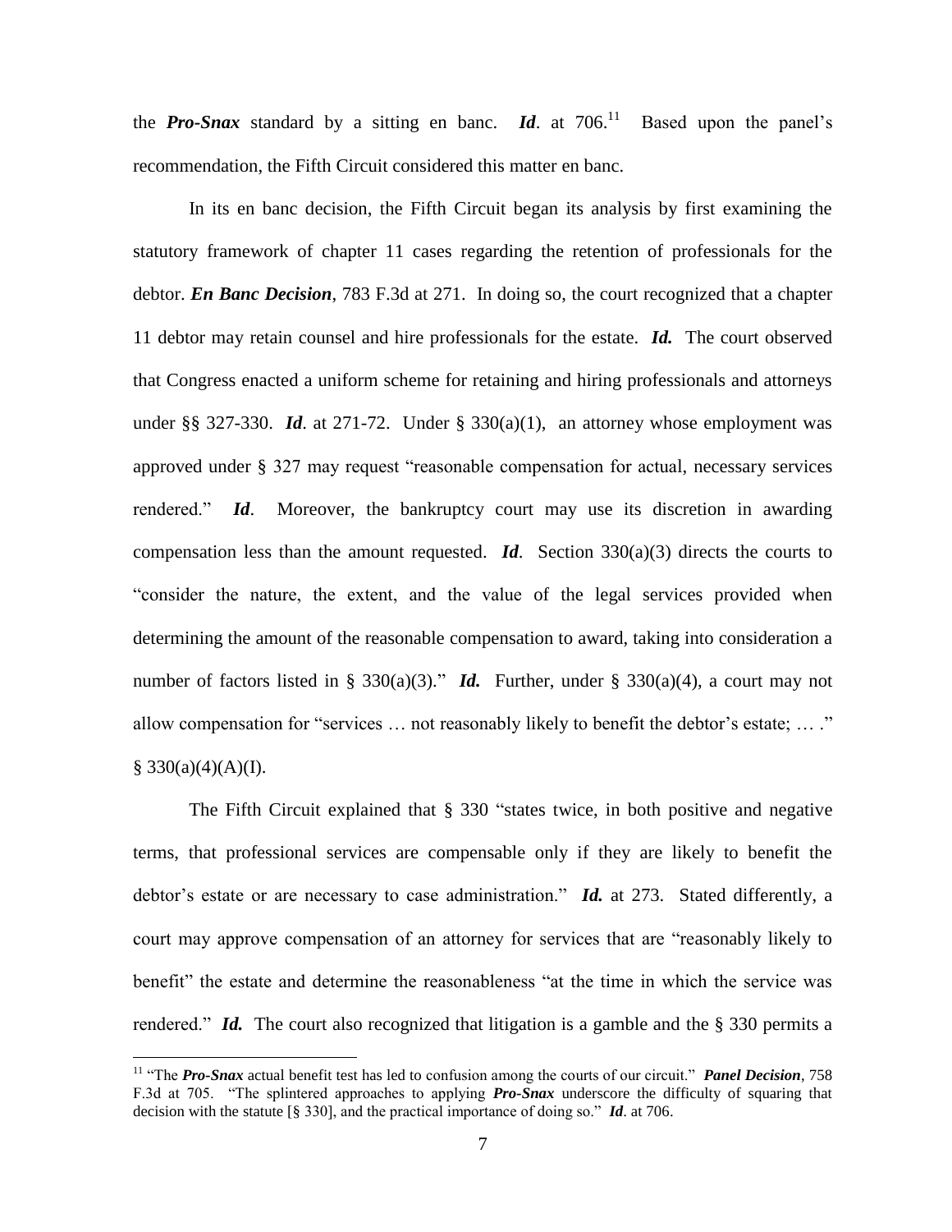the ***Pro-Snax*** standard by a sitting en banc. ***Id***. at 706.[11] Based upon the panel's recommendation, the Fifth Circuit considered this matter en banc.

In its en banc decision, the Fifth Circuit began its analysis by first examining the statutory framework of chapter 11 cases regarding the retention of professionals for the debtor. ***En Banc Decision***, 783 F.3d at 271. In doing so, the court recognized that a chapter 11 debtor may retain counsel and hire professionals for the estate. ***Id.*** The court observed that Congress enacted a uniform scheme for retaining and hiring professionals and attorneys under §§ 327-330. ***Id***. at 271-72. Under § 330(a)(1), an attorney whose employment was approved under § 327 may request "reasonable compensation for actual, necessary services rendered." ***Id***. Moreover, the bankruptcy court may use its discretion in awarding compensation less than the amount requested. ***Id***. Section 330(a)(3) directs the courts to "consider the nature, the extent, and the value of the legal services provided when determining the amount of the reasonable compensation to award, taking into consideration a number of factors listed in § 330(a)(3)." ***Id.*** Further, under § 330(a)(4), a court may not allow compensation for "services … not reasonably likely to benefit the debtor's estate; … ." § 330(a)(4)(A)(I).

The Fifth Circuit explained that § 330 "states twice, in both positive and negative terms, that professional services are compensable only if they are likely to benefit the debtor's estate or are necessary to case administration." ***Id.*** at 273. Stated differently, a court may approve compensation of an attorney for services that are "reasonably likely to benefit" the estate and determine the reasonableness "at the time in which the service was rendered." ***Id.*** The court also recognized that litigation is a gamble and the § 330 permits a

---

[11] "The ***Pro-Snax*** actual benefit test has led to confusion among the courts of our circuit." ***Panel Decision***, 758 F.3d at 705. "The splintered approaches to applying ***Pro-Snax*** underscore the difficulty of squaring that decision with the statute [§ 330], and the practical importance of doing so." ***Id***. at 706.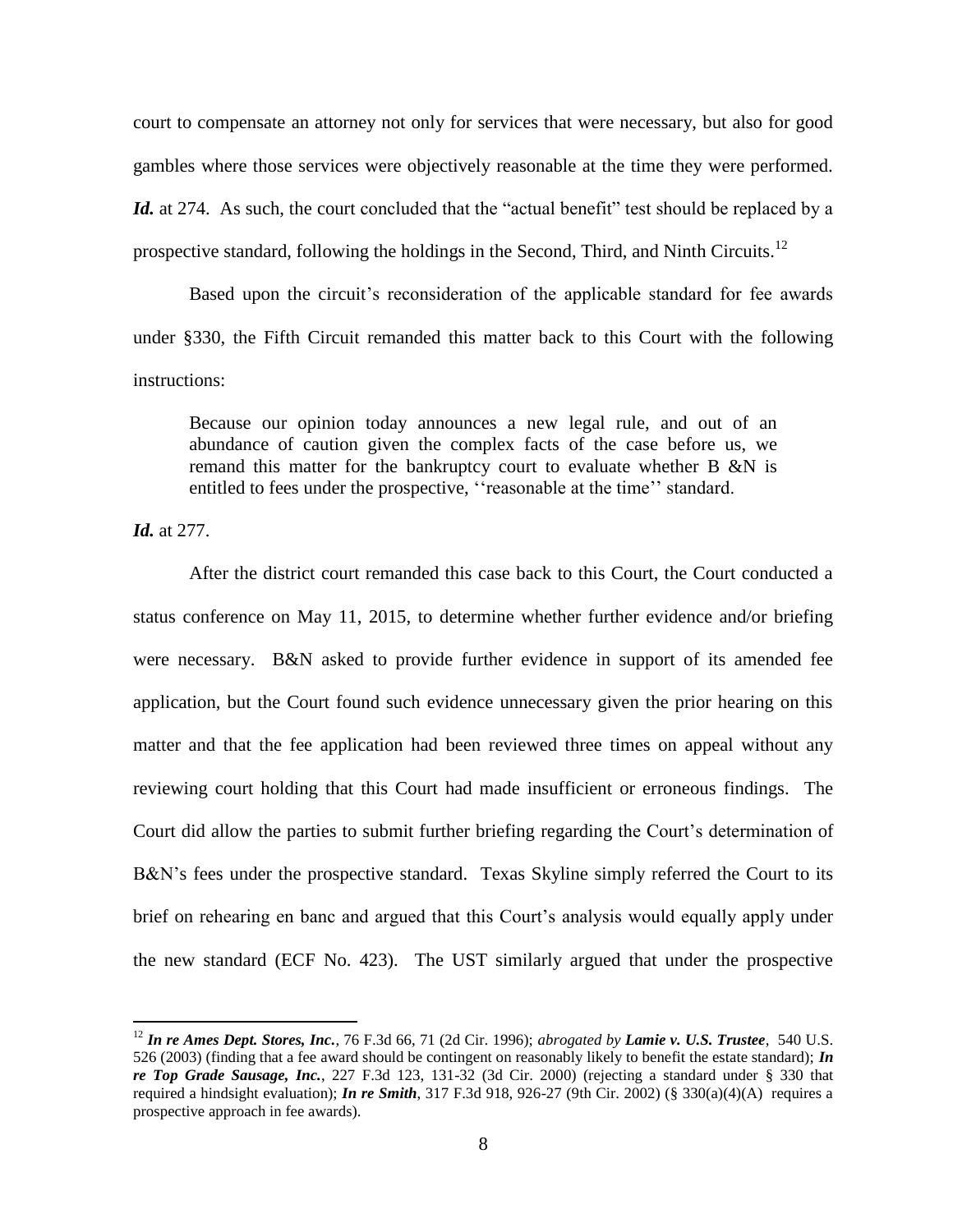court to compensate an attorney not only for services that were necessary, but also for good gambles where those services were objectively reasonable at the time they were performed. ***Id.*** at 274. As such, the court concluded that the "actual benefit" test should be replaced by a prospective standard, following the holdings in the Second, Third, and Ninth Circuits.[12]

Based upon the circuit's reconsideration of the applicable standard for fee awards under §330, the Fifth Circuit remanded this matter back to this Court with the following instructions:

> Because our opinion today announces a new legal rule, and out of an abundance of caution given the complex facts of the case before us, we remand this matter for the bankruptcy court to evaluate whether B &N is entitled to fees under the prospective, ''reasonable at the time'' standard.

***Id.*** at 277.

After the district court remanded this case back to this Court, the Court conducted a status conference on May 11, 2015, to determine whether further evidence and/or briefing were necessary. B&N asked to provide further evidence in support of its amended fee application, but the Court found such evidence unnecessary given the prior hearing on this matter and that the fee application had been reviewed three times on appeal without any reviewing court holding that this Court had made insufficient or erroneous findings. The Court did allow the parties to submit further briefing regarding the Court's determination of B&N's fees under the prospective standard. Texas Skyline simply referred the Court to its brief on rehearing en banc and argued that this Court's analysis would equally apply under the new standard (ECF No. 423). The UST similarly argued that under the prospective

[12] ***In re Ames Dept. Stores, Inc.***, 76 F.3d 66, 71 (2d Cir. 1996); *abrogated by* ***Lamie v. U.S. Trustee***, 540 U.S. 526 (2003) (finding that a fee award should be contingent on reasonably likely to benefit the estate standard); ***In re Top Grade Sausage, Inc.***, 227 F.3d 123, 131-32 (3d Cir. 2000) (rejecting a standard under § 330 that required a hindsight evaluation); ***In re Smith***, 317 F.3d 918, 926-27 (9th Cir. 2002) (§ 330(a)(4)(A) requires a prospective approach in fee awards).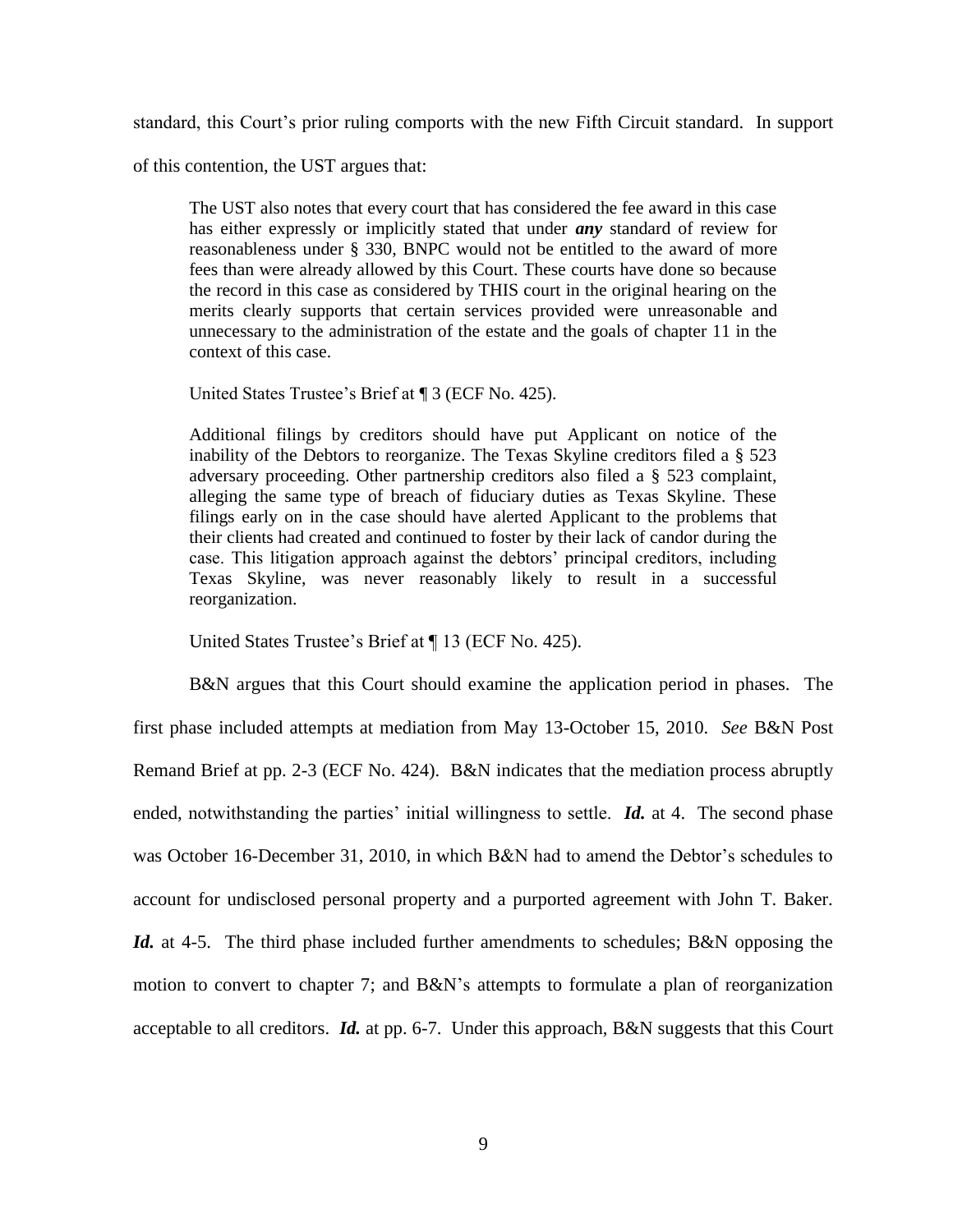standard, this Court's prior ruling comports with the new Fifth Circuit standard. In support of this contention, the UST argues that:

> The UST also notes that every court that has considered the fee award in this case has either expressly or implicitly stated that under ***any*** standard of review for reasonableness under § 330, BNPC would not be entitled to the award of more fees than were already allowed by this Court. These courts have done so because the record in this case as considered by THIS court in the original hearing on the merits clearly supports that certain services provided were unreasonable and unnecessary to the administration of the estate and the goals of chapter 11 in the context of this case.
>
> United States Trustee's Brief at ¶ 3 (ECF No. 425).
>
> Additional filings by creditors should have put Applicant on notice of the inability of the Debtors to reorganize. The Texas Skyline creditors filed a § 523 adversary proceeding. Other partnership creditors also filed a § 523 complaint, alleging the same type of breach of fiduciary duties as Texas Skyline. These filings early on in the case should have alerted Applicant to the problems that their clients had created and continued to foster by their lack of candor during the case. This litigation approach against the debtors' principal creditors, including Texas Skyline, was never reasonably likely to result in a successful reorganization.
>
> United States Trustee's Brief at ¶ 13 (ECF No. 425).

B&N argues that this Court should examine the application period in phases. The first phase included attempts at mediation from May 13-October 15, 2010. *See* B&N Post Remand Brief at pp. 2-3 (ECF No. 424). B&N indicates that the mediation process abruptly ended, notwithstanding the parties' initial willingness to settle. ***Id.*** at 4. The second phase was October 16-December 31, 2010, in which B&N had to amend the Debtor's schedules to account for undisclosed personal property and a purported agreement with John T. Baker. ***Id.*** at 4-5. The third phase included further amendments to schedules; B&N opposing the motion to convert to chapter 7; and B&N's attempts to formulate a plan of reorganization acceptable to all creditors. ***Id.*** at pp. 6-7. Under this approach, B&N suggests that this Court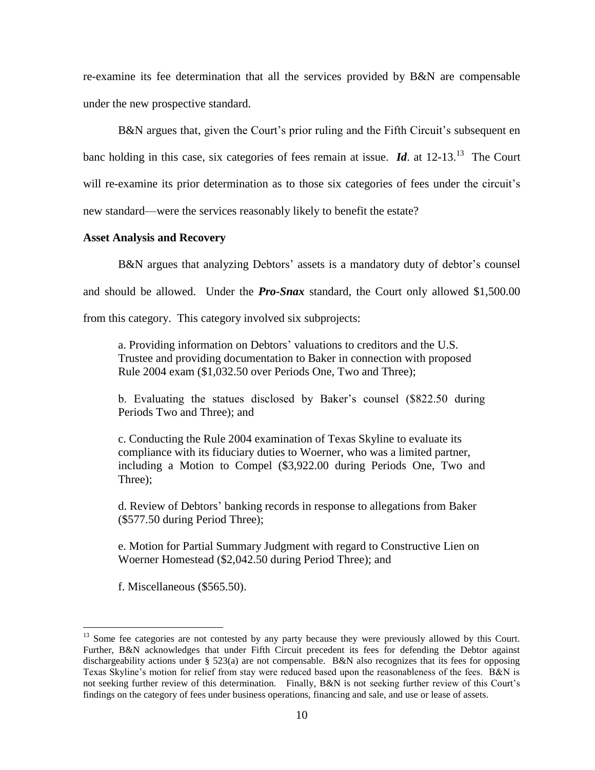re-examine its fee determination that all the services provided by B&N are compensable under the new prospective standard.

B&N argues that, given the Court's prior ruling and the Fifth Circuit's subsequent en banc holding in this case, six categories of fees remain at issue. ***Id***. at 12-13.[13] The Court will re-examine its prior determination as to those six categories of fees under the circuit's new standard—were the services reasonably likely to benefit the estate?

**Asset Analysis and Recovery**

B&N argues that analyzing Debtors' assets is a mandatory duty of debtor's counsel and should be allowed. Under the ***Pro-Snax*** standard, the Court only allowed $1,500.00 from this category. This category involved six subprojects:

> a. Providing information on Debtors' valuations to creditors and the U.S. Trustee and providing documentation to Baker in connection with proposed Rule 2004 exam ($1,032.50 over Periods One, Two and Three);
>
> b. Evaluating the statues disclosed by Baker's counsel ($822.50 during Periods Two and Three); and
>
> c. Conducting the Rule 2004 examination of Texas Skyline to evaluate its compliance with its fiduciary duties to Woerner, who was a limited partner, including a Motion to Compel ($3,922.00 during Periods One, Two and Three);
>
> d. Review of Debtors' banking records in response to allegations from Baker ($577.50 during Period Three);
>
> e. Motion for Partial Summary Judgment with regard to Constructive Lien on Woerner Homestead ($2,042.50 during Period Three); and
>
> f. Miscellaneous ($565.50).

[13] Some fee categories are not contested by any party because they were previously allowed by this Court. Further, B&N acknowledges that under Fifth Circuit precedent its fees for defending the Debtor against dischargeability actions under § 523(a) are not compensable. B&N also recognizes that its fees for opposing Texas Skyline's motion for relief from stay were reduced based upon the reasonableness of the fees. B&N is not seeking further review of this determination. Finally, B&N is not seeking further review of this Court's findings on the category of fees under business operations, financing and sale, and use or lease of assets.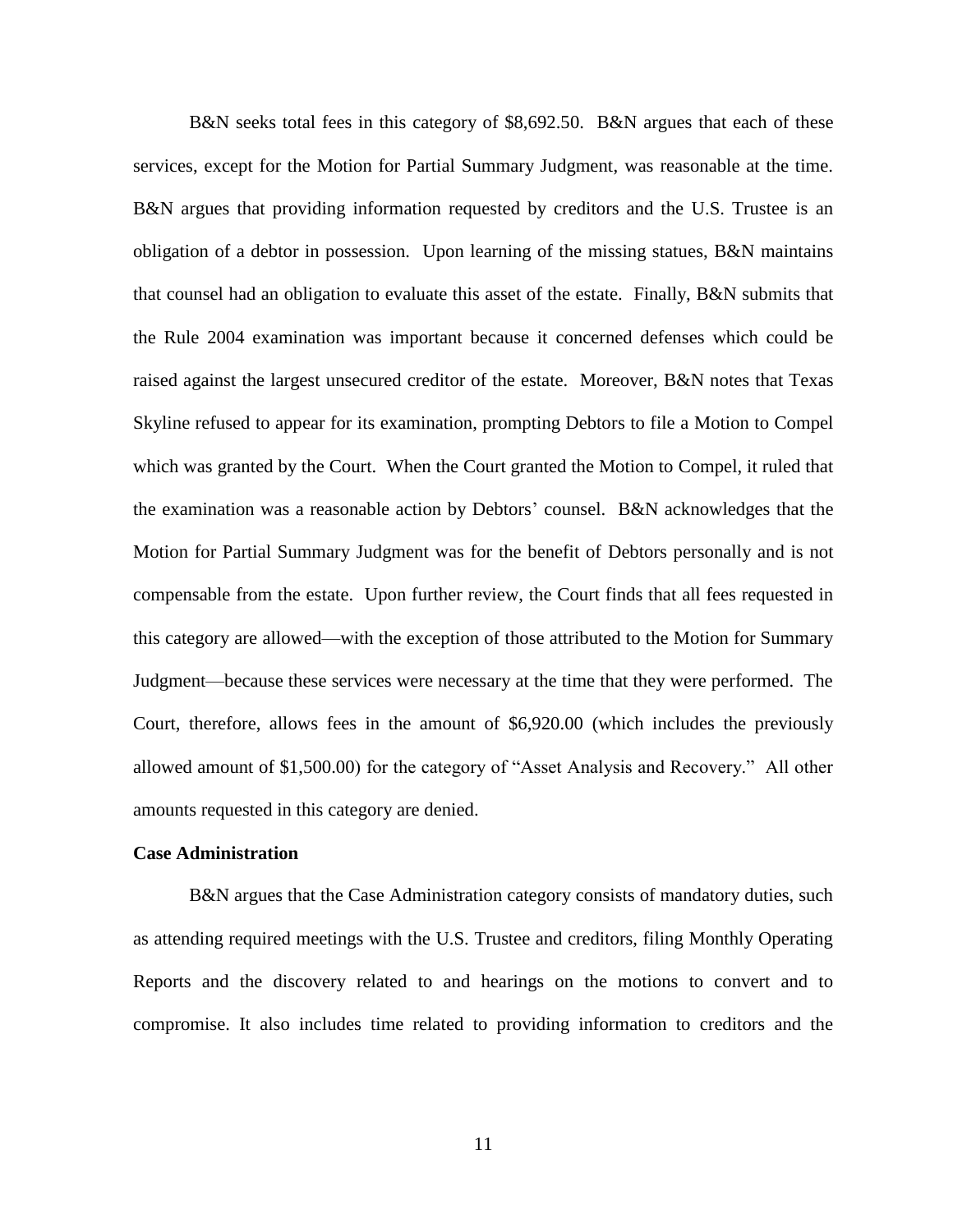B&N seeks total fees in this category of $8,692.50. B&N argues that each of these services, except for the Motion for Partial Summary Judgment, was reasonable at the time. B&N argues that providing information requested by creditors and the U.S. Trustee is an obligation of a debtor in possession. Upon learning of the missing statues, B&N maintains that counsel had an obligation to evaluate this asset of the estate. Finally, B&N submits that the Rule 2004 examination was important because it concerned defenses which could be raised against the largest unsecured creditor of the estate. Moreover, B&N notes that Texas Skyline refused to appear for its examination, prompting Debtors to file a Motion to Compel which was granted by the Court. When the Court granted the Motion to Compel, it ruled that the examination was a reasonable action by Debtors' counsel. B&N acknowledges that the Motion for Partial Summary Judgment was for the benefit of Debtors personally and is not compensable from the estate. Upon further review, the Court finds that all fees requested in this category are allowed—with the exception of those attributed to the Motion for Summary Judgment—because these services were necessary at the time that they were performed. The Court, therefore, allows fees in the amount of $6,920.00 (which includes the previously allowed amount of $1,500.00) for the category of "Asset Analysis and Recovery." All other amounts requested in this category are denied.

**Case Administration**

B&N argues that the Case Administration category consists of mandatory duties, such as attending required meetings with the U.S. Trustee and creditors, filing Monthly Operating Reports and the discovery related to and hearings on the motions to convert and to compromise. It also includes time related to providing information to creditors and the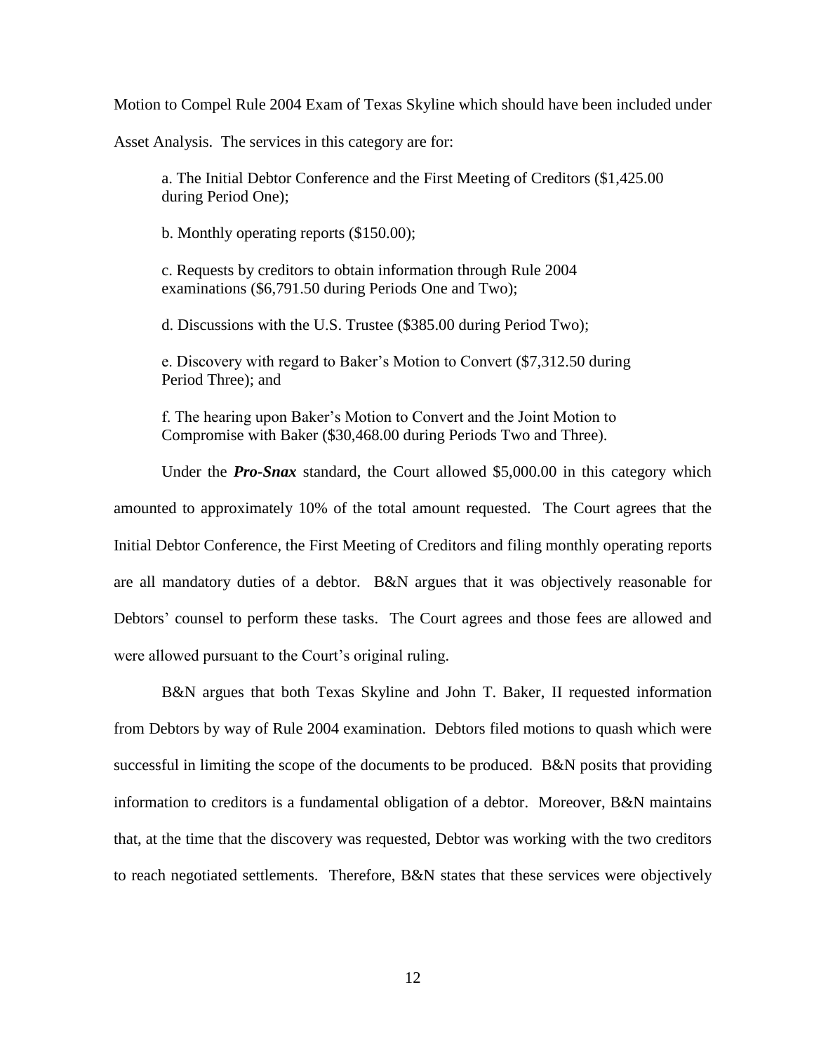Motion to Compel Rule 2004 Exam of Texas Skyline which should have been included under Asset Analysis. The services in this category are for:

a. The Initial Debtor Conference and the First Meeting of Creditors ($1,425.00 during Period One);

b. Monthly operating reports ($150.00);

c. Requests by creditors to obtain information through Rule 2004 examinations ($6,791.50 during Periods One and Two);

d. Discussions with the U.S. Trustee ($385.00 during Period Two);

e. Discovery with regard to Baker's Motion to Convert ($7,312.50 during Period Three); and

f. The hearing upon Baker's Motion to Convert and the Joint Motion to Compromise with Baker ($30,468.00 during Periods Two and Three).

Under the ***Pro-Snax*** standard, the Court allowed $5,000.00 in this category which amounted to approximately 10% of the total amount requested. The Court agrees that the Initial Debtor Conference, the First Meeting of Creditors and filing monthly operating reports are all mandatory duties of a debtor. B&N argues that it was objectively reasonable for Debtors' counsel to perform these tasks. The Court agrees and those fees are allowed and were allowed pursuant to the Court's original ruling.

B&N argues that both Texas Skyline and John T. Baker, II requested information from Debtors by way of Rule 2004 examination. Debtors filed motions to quash which were successful in limiting the scope of the documents to be produced. B&N posits that providing information to creditors is a fundamental obligation of a debtor. Moreover, B&N maintains that, at the time that the discovery was requested, Debtor was working with the two creditors to reach negotiated settlements. Therefore, B&N states that these services were objectively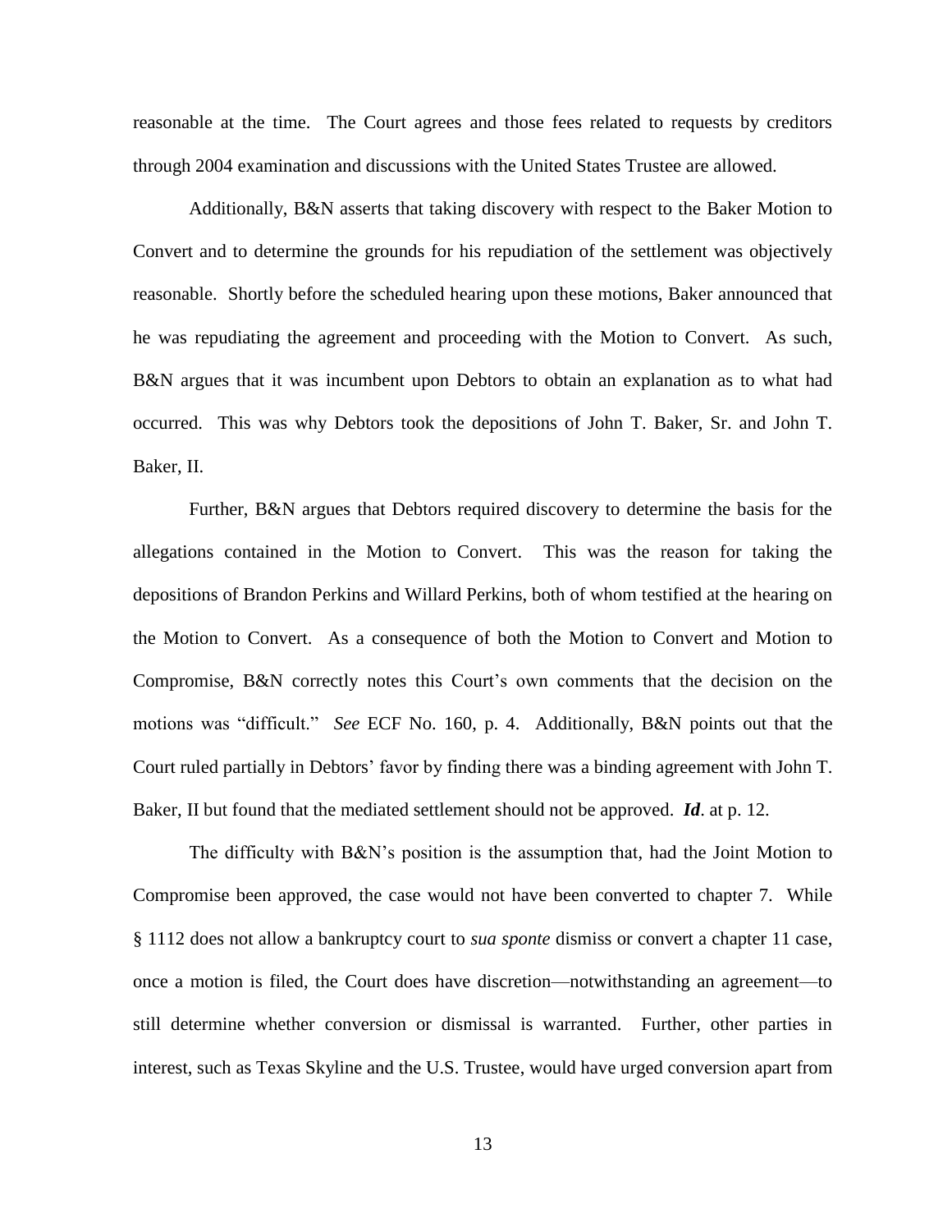reasonable at the time. The Court agrees and those fees related to requests by creditors through 2004 examination and discussions with the United States Trustee are allowed.

Additionally, B&N asserts that taking discovery with respect to the Baker Motion to Convert and to determine the grounds for his repudiation of the settlement was objectively reasonable. Shortly before the scheduled hearing upon these motions, Baker announced that he was repudiating the agreement and proceeding with the Motion to Convert. As such, B&N argues that it was incumbent upon Debtors to obtain an explanation as to what had occurred. This was why Debtors took the depositions of John T. Baker, Sr. and John T. Baker, II.

Further, B&N argues that Debtors required discovery to determine the basis for the allegations contained in the Motion to Convert. This was the reason for taking the depositions of Brandon Perkins and Willard Perkins, both of whom testified at the hearing on the Motion to Convert. As a consequence of both the Motion to Convert and Motion to Compromise, B&N correctly notes this Court's own comments that the decision on the motions was "difficult." *See* ECF No. 160, p. 4. Additionally, B&N points out that the Court ruled partially in Debtors' favor by finding there was a binding agreement with John T. Baker, II but found that the mediated settlement should not be approved. ***Id***. at p. 12.

The difficulty with B&N's position is the assumption that, had the Joint Motion to Compromise been approved, the case would not have been converted to chapter 7. While § 1112 does not allow a bankruptcy court to *sua sponte* dismiss or convert a chapter 11 case, once a motion is filed, the Court does have discretion—notwithstanding an agreement—to still determine whether conversion or dismissal is warranted. Further, other parties in interest, such as Texas Skyline and the U.S. Trustee, would have urged conversion apart from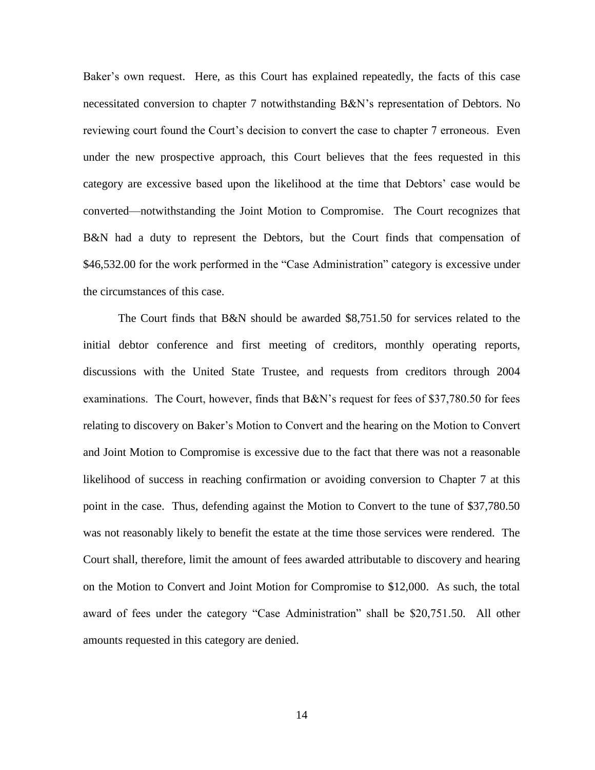Baker's own request. Here, as this Court has explained repeatedly, the facts of this case necessitated conversion to chapter 7 notwithstanding B&N's representation of Debtors. No reviewing court found the Court's decision to convert the case to chapter 7 erroneous. Even under the new prospective approach, this Court believes that the fees requested in this category are excessive based upon the likelihood at the time that Debtors' case would be converted—notwithstanding the Joint Motion to Compromise. The Court recognizes that B&N had a duty to represent the Debtors, but the Court finds that compensation of $46,532.00 for the work performed in the "Case Administration" category is excessive under the circumstances of this case.

The Court finds that B&N should be awarded $8,751.50 for services related to the initial debtor conference and first meeting of creditors, monthly operating reports, discussions with the United State Trustee, and requests from creditors through 2004 examinations. The Court, however, finds that B&N's request for fees of $37,780.50 for fees relating to discovery on Baker's Motion to Convert and the hearing on the Motion to Convert and Joint Motion to Compromise is excessive due to the fact that there was not a reasonable likelihood of success in reaching confirmation or avoiding conversion to Chapter 7 at this point in the case. Thus, defending against the Motion to Convert to the tune of $37,780.50 was not reasonably likely to benefit the estate at the time those services were rendered. The Court shall, therefore, limit the amount of fees awarded attributable to discovery and hearing on the Motion to Convert and Joint Motion for Compromise to $12,000. As such, the total award of fees under the category "Case Administration" shall be $20,751.50. All other amounts requested in this category are denied.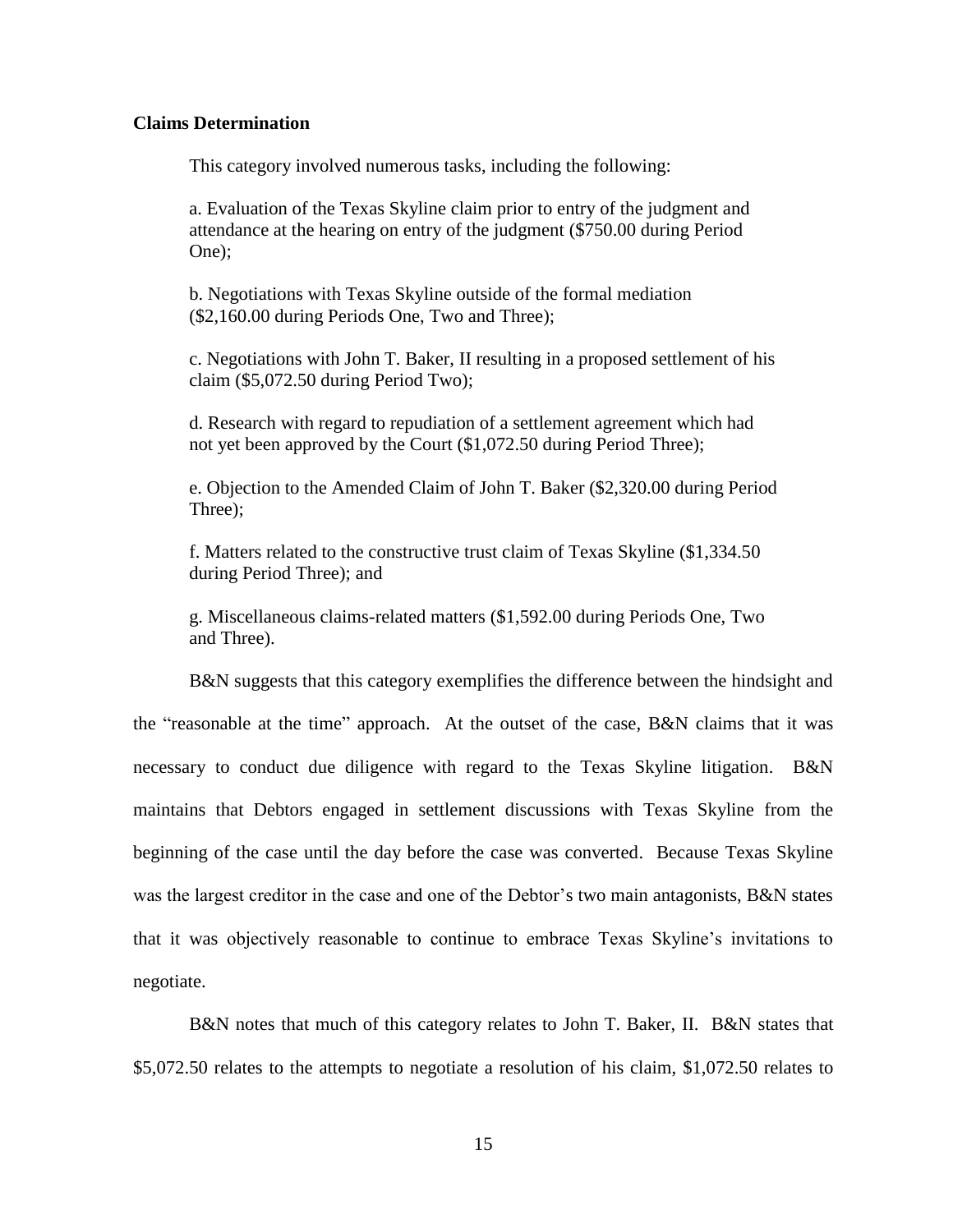**Claims Determination**

This category involved numerous tasks, including the following:

a. Evaluation of the Texas Skyline claim prior to entry of the judgment and attendance at the hearing on entry of the judgment ($750.00 during Period One);

b. Negotiations with Texas Skyline outside of the formal mediation ($2,160.00 during Periods One, Two and Three);

c. Negotiations with John T. Baker, II resulting in a proposed settlement of his claim ($5,072.50 during Period Two);

d. Research with regard to repudiation of a settlement agreement which had not yet been approved by the Court ($1,072.50 during Period Three);

e. Objection to the Amended Claim of John T. Baker ($2,320.00 during Period Three);

f. Matters related to the constructive trust claim of Texas Skyline ($1,334.50 during Period Three); and

g. Miscellaneous claims-related matters ($1,592.00 during Periods One, Two and Three).

B&N suggests that this category exemplifies the difference between the hindsight and the "reasonable at the time" approach. At the outset of the case, B&N claims that it was necessary to conduct due diligence with regard to the Texas Skyline litigation. B&N maintains that Debtors engaged in settlement discussions with Texas Skyline from the beginning of the case until the day before the case was converted. Because Texas Skyline was the largest creditor in the case and one of the Debtor's two main antagonists, B&N states that it was objectively reasonable to continue to embrace Texas Skyline's invitations to negotiate.

B&N notes that much of this category relates to John T. Baker, II. B&N states that $5,072.50 relates to the attempts to negotiate a resolution of his claim, $1,072.50 relates to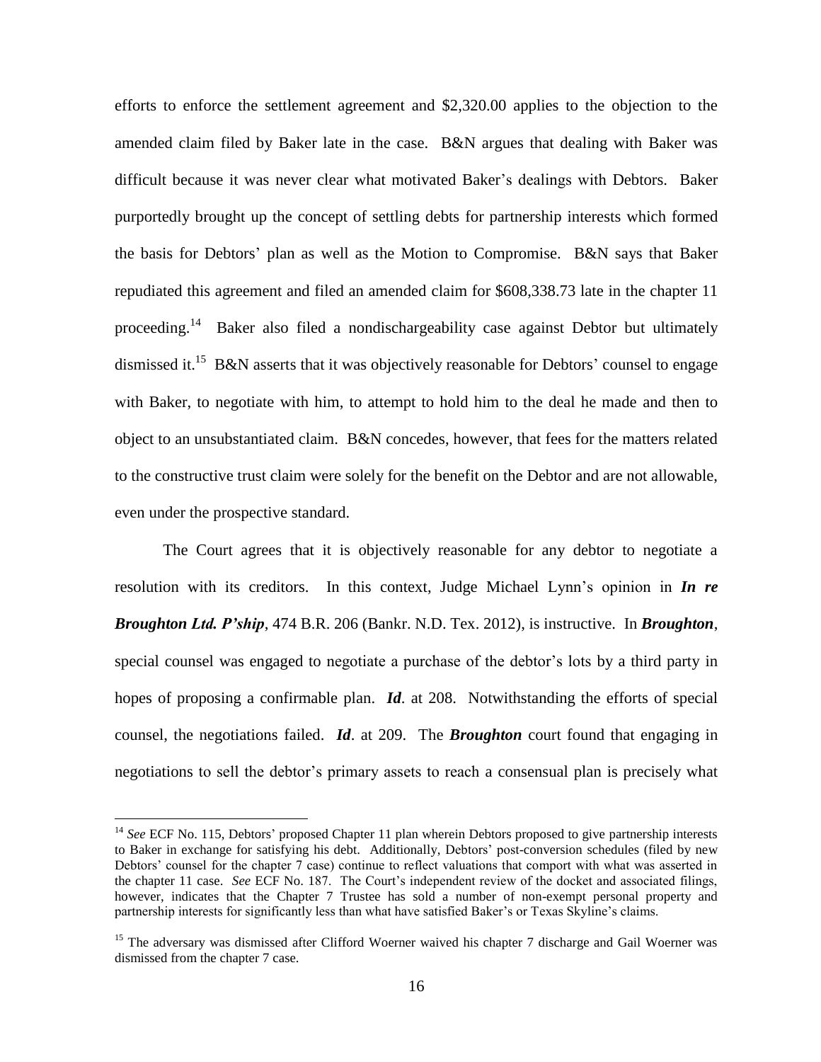efforts to enforce the settlement agreement and $2,320.00 applies to the objection to the amended claim filed by Baker late in the case. B&N argues that dealing with Baker was difficult because it was never clear what motivated Baker's dealings with Debtors. Baker purportedly brought up the concept of settling debts for partnership interests which formed the basis for Debtors' plan as well as the Motion to Compromise. B&N says that Baker repudiated this agreement and filed an amended claim for $608,338.73 late in the chapter 11 proceeding.[14] Baker also filed a nondischargeability case against Debtor but ultimately dismissed it.[15] B&N asserts that it was objectively reasonable for Debtors' counsel to engage with Baker, to negotiate with him, to attempt to hold him to the deal he made and then to object to an unsubstantiated claim. B&N concedes, however, that fees for the matters related to the constructive trust claim were solely for the benefit on the Debtor and are not allowable, even under the prospective standard.

The Court agrees that it is objectively reasonable for any debtor to negotiate a resolution with its creditors. In this context, Judge Michael Lynn's opinion in ***In re Broughton Ltd. P'ship***, 474 B.R. 206 (Bankr. N.D. Tex. 2012), is instructive. In ***Broughton***, special counsel was engaged to negotiate a purchase of the debtor's lots by a third party in hopes of proposing a confirmable plan. ***Id***. at 208. Notwithstanding the efforts of special counsel, the negotiations failed. ***Id***. at 209. The ***Broughton*** court found that engaging in negotiations to sell the debtor's primary assets to reach a consensual plan is precisely what

---

[14] *See* ECF No. 115, Debtors' proposed Chapter 11 plan wherein Debtors proposed to give partnership interests to Baker in exchange for satisfying his debt. Additionally, Debtors' post-conversion schedules (filed by new Debtors' counsel for the chapter 7 case) continue to reflect valuations that comport with what was asserted in the chapter 11 case. *See* ECF No. 187. The Court's independent review of the docket and associated filings, however, indicates that the Chapter 7 Trustee has sold a number of non-exempt personal property and partnership interests for significantly less than what have satisfied Baker's or Texas Skyline's claims.

[15] The adversary was dismissed after Clifford Woerner waived his chapter 7 discharge and Gail Woerner was dismissed from the chapter 7 case.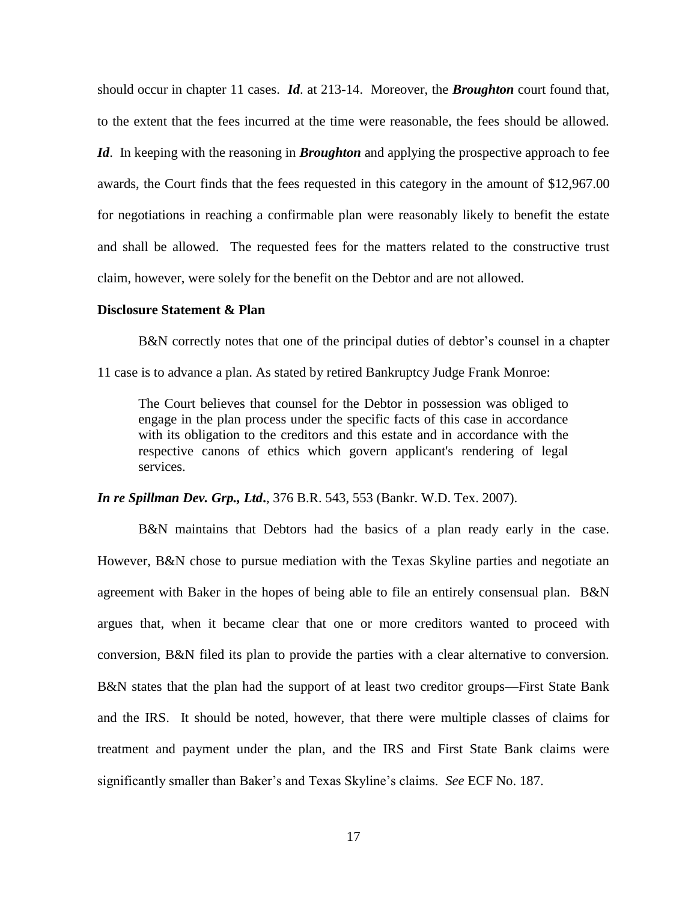should occur in chapter 11 cases. ***Id***. at 213-14. Moreover, the ***Broughton*** court found that, to the extent that the fees incurred at the time were reasonable, the fees should be allowed. ***Id***. In keeping with the reasoning in ***Broughton*** and applying the prospective approach to fee awards, the Court finds that the fees requested in this category in the amount of $12,967.00 for negotiations in reaching a confirmable plan were reasonably likely to benefit the estate and shall be allowed. The requested fees for the matters related to the constructive trust claim, however, were solely for the benefit on the Debtor and are not allowed.

**Disclosure Statement & Plan**

B&N correctly notes that one of the principal duties of debtor's counsel in a chapter 11 case is to advance a plan. As stated by retired Bankruptcy Judge Frank Monroe:

> The Court believes that counsel for the Debtor in possession was obliged to engage in the plan process under the specific facts of this case in accordance with its obligation to the creditors and this estate and in accordance with the respective canons of ethics which govern applicant's rendering of legal services.

***In re Spillman Dev. Grp., Ltd***., 376 B.R. 543, 553 (Bankr. W.D. Tex. 2007).

B&N maintains that Debtors had the basics of a plan ready early in the case. However, B&N chose to pursue mediation with the Texas Skyline parties and negotiate an agreement with Baker in the hopes of being able to file an entirely consensual plan. B&N argues that, when it became clear that one or more creditors wanted to proceed with conversion, B&N filed its plan to provide the parties with a clear alternative to conversion. B&N states that the plan had the support of at least two creditor groups—First State Bank and the IRS. It should be noted, however, that there were multiple classes of claims for treatment and payment under the plan, and the IRS and First State Bank claims were significantly smaller than Baker's and Texas Skyline's claims. *See* ECF No. 187.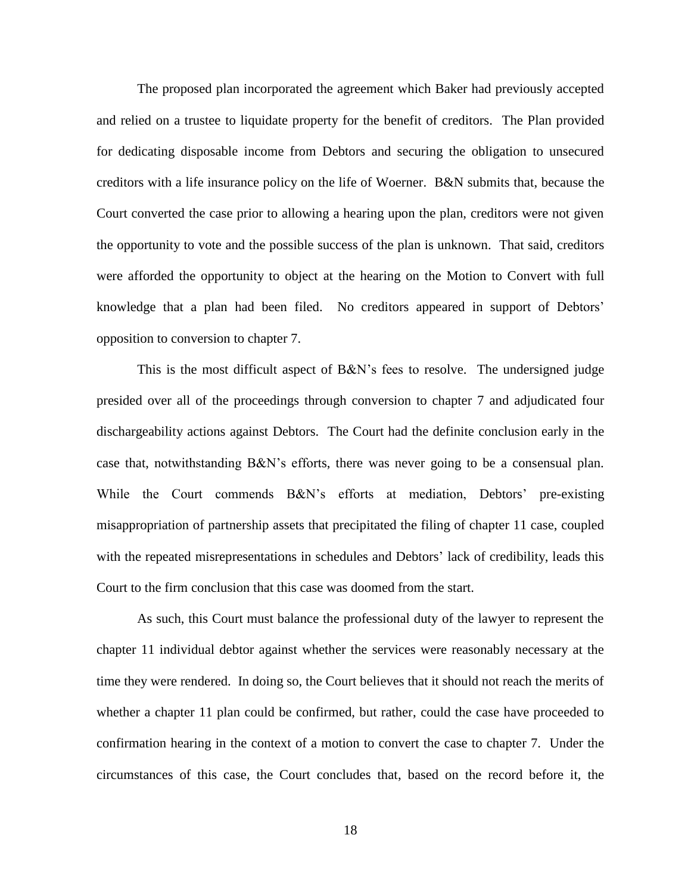The proposed plan incorporated the agreement which Baker had previously accepted and relied on a trustee to liquidate property for the benefit of creditors. The Plan provided for dedicating disposable income from Debtors and securing the obligation to unsecured creditors with a life insurance policy on the life of Woerner. B&N submits that, because the Court converted the case prior to allowing a hearing upon the plan, creditors were not given the opportunity to vote and the possible success of the plan is unknown. That said, creditors were afforded the opportunity to object at the hearing on the Motion to Convert with full knowledge that a plan had been filed. No creditors appeared in support of Debtors' opposition to conversion to chapter 7.

This is the most difficult aspect of B&N's fees to resolve. The undersigned judge presided over all of the proceedings through conversion to chapter 7 and adjudicated four dischargeability actions against Debtors. The Court had the definite conclusion early in the case that, notwithstanding B&N's efforts, there was never going to be a consensual plan. While the Court commends B&N's efforts at mediation, Debtors' pre-existing misappropriation of partnership assets that precipitated the filing of chapter 11 case, coupled with the repeated misrepresentations in schedules and Debtors' lack of credibility, leads this Court to the firm conclusion that this case was doomed from the start.

As such, this Court must balance the professional duty of the lawyer to represent the chapter 11 individual debtor against whether the services were reasonably necessary at the time they were rendered. In doing so, the Court believes that it should not reach the merits of whether a chapter 11 plan could be confirmed, but rather, could the case have proceeded to confirmation hearing in the context of a motion to convert the case to chapter 7. Under the circumstances of this case, the Court concludes that, based on the record before it, the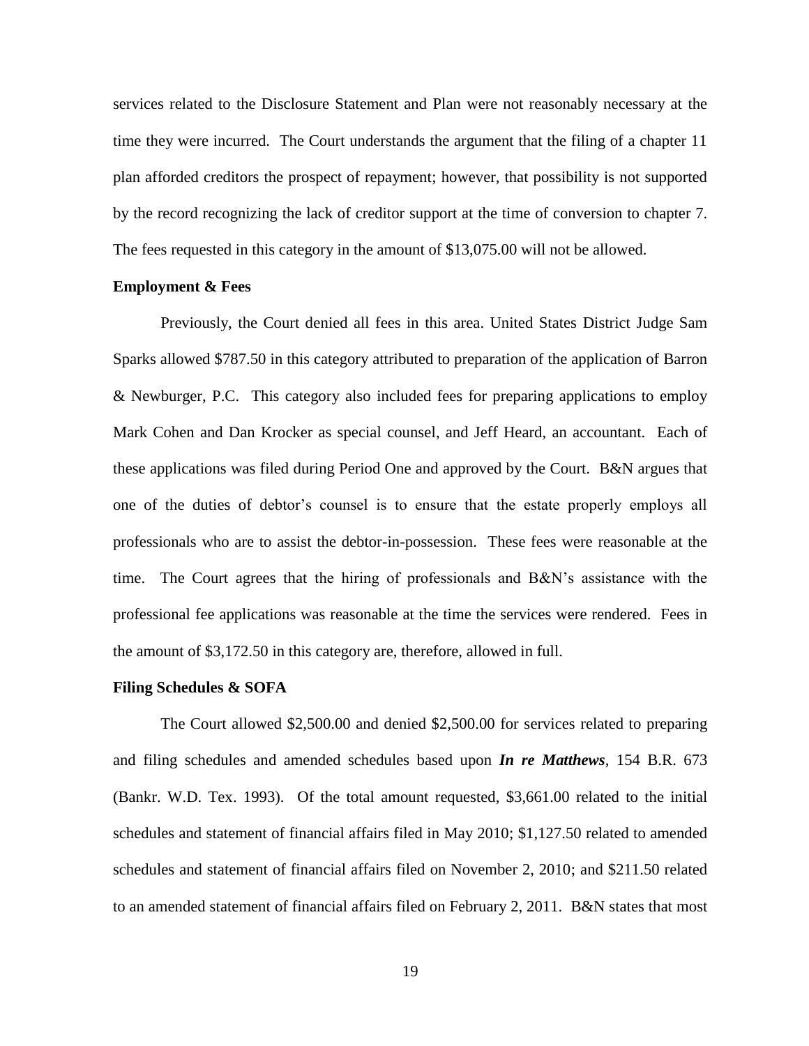services related to the Disclosure Statement and Plan were not reasonably necessary at the time they were incurred. The Court understands the argument that the filing of a chapter 11 plan afforded creditors the prospect of repayment; however, that possibility is not supported by the record recognizing the lack of creditor support at the time of conversion to chapter 7. The fees requested in this category in the amount of $13,075.00 will not be allowed.

**Employment & Fees**

Previously, the Court denied all fees in this area. United States District Judge Sam Sparks allowed $787.50 in this category attributed to preparation of the application of Barron & Newburger, P.C. This category also included fees for preparing applications to employ Mark Cohen and Dan Krocker as special counsel, and Jeff Heard, an accountant. Each of these applications was filed during Period One and approved by the Court. B&N argues that one of the duties of debtor's counsel is to ensure that the estate properly employs all professionals who are to assist the debtor-in-possession. These fees were reasonable at the time. The Court agrees that the hiring of professionals and B&N's assistance with the professional fee applications was reasonable at the time the services were rendered. Fees in the amount of $3,172.50 in this category are, therefore, allowed in full.

**Filing Schedules & SOFA**

The Court allowed $2,500.00 and denied $2,500.00 for services related to preparing and filing schedules and amended schedules based upon ***In re Matthews***, 154 B.R. 673 (Bankr. W.D. Tex. 1993). Of the total amount requested, $3,661.00 related to the initial schedules and statement of financial affairs filed in May 2010; $1,127.50 related to amended schedules and statement of financial affairs filed on November 2, 2010; and $211.50 related to an amended statement of financial affairs filed on February 2, 2011. B&N states that most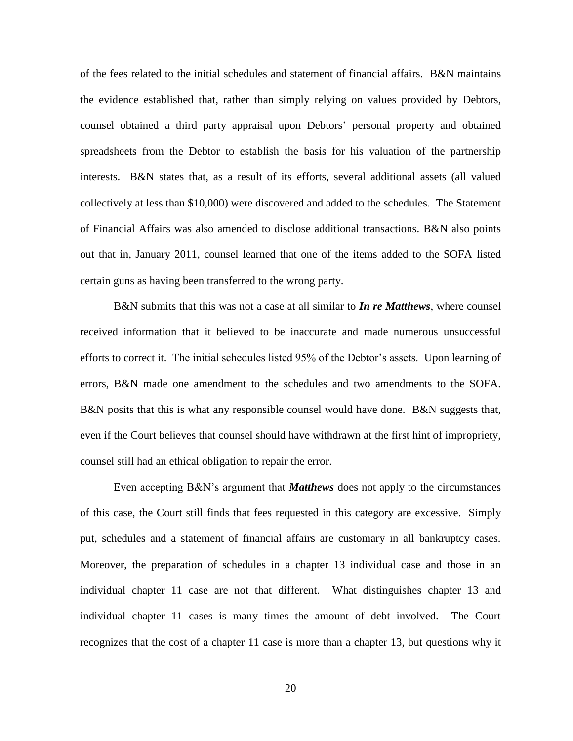of the fees related to the initial schedules and statement of financial affairs. B&N maintains the evidence established that, rather than simply relying on values provided by Debtors, counsel obtained a third party appraisal upon Debtors' personal property and obtained spreadsheets from the Debtor to establish the basis for his valuation of the partnership interests. B&N states that, as a result of its efforts, several additional assets (all valued collectively at less than $10,000) were discovered and added to the schedules. The Statement of Financial Affairs was also amended to disclose additional transactions. B&N also points out that in, January 2011, counsel learned that one of the items added to the SOFA listed certain guns as having been transferred to the wrong party.

B&N submits that this was not a case at all similar to ***In re Matthews***, where counsel received information that it believed to be inaccurate and made numerous unsuccessful efforts to correct it. The initial schedules listed 95% of the Debtor's assets. Upon learning of errors, B&N made one amendment to the schedules and two amendments to the SOFA. B&N posits that this is what any responsible counsel would have done. B&N suggests that, even if the Court believes that counsel should have withdrawn at the first hint of impropriety, counsel still had an ethical obligation to repair the error.

Even accepting B&N's argument that ***Matthews*** does not apply to the circumstances of this case, the Court still finds that fees requested in this category are excessive. Simply put, schedules and a statement of financial affairs are customary in all bankruptcy cases. Moreover, the preparation of schedules in a chapter 13 individual case and those in an individual chapter 11 case are not that different. What distinguishes chapter 13 and individual chapter 11 cases is many times the amount of debt involved. The Court recognizes that the cost of a chapter 11 case is more than a chapter 13, but questions why it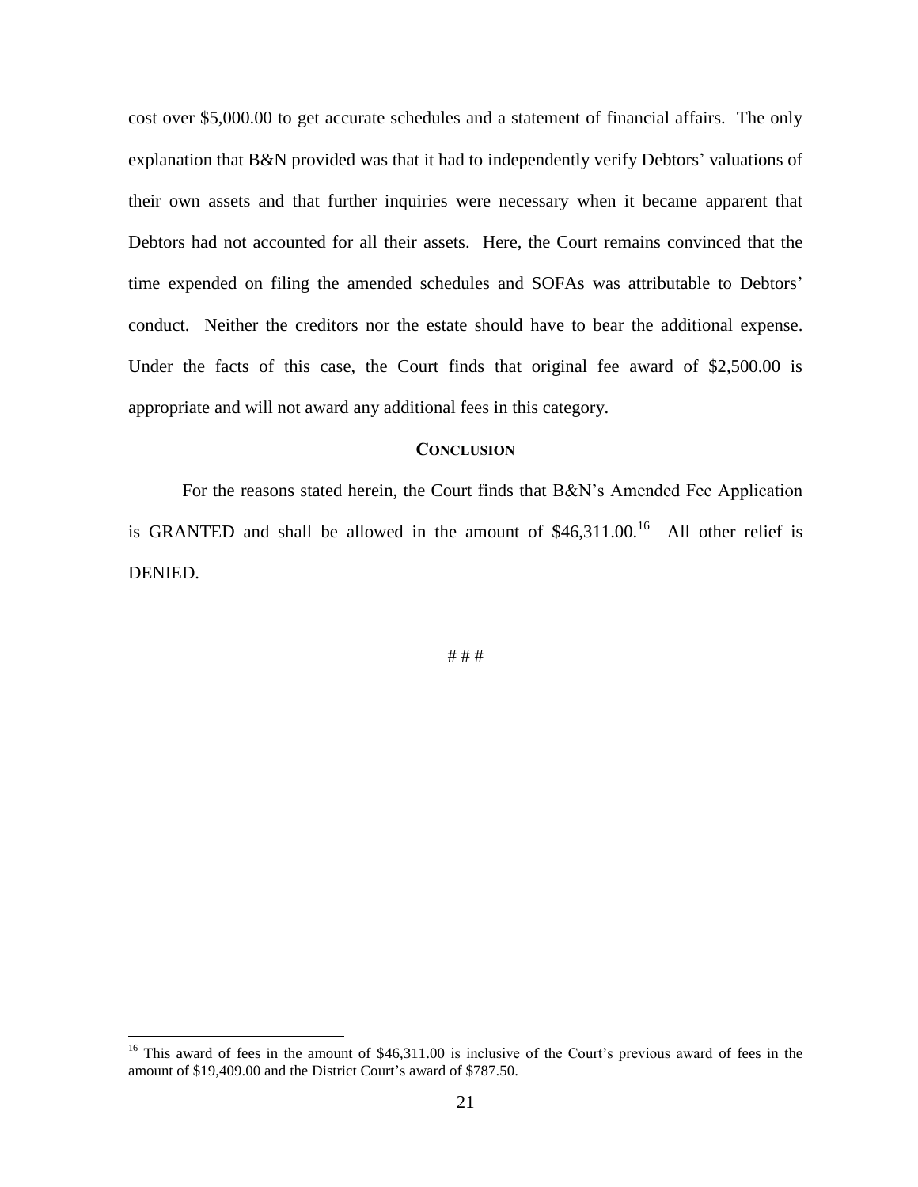cost over $5,000.00 to get accurate schedules and a statement of financial affairs. The only explanation that B&N provided was that it had to independently verify Debtors' valuations of their own assets and that further inquiries were necessary when it became apparent that Debtors had not accounted for all their assets. Here, the Court remains convinced that the time expended on filing the amended schedules and SOFAs was attributable to Debtors' conduct. Neither the creditors nor the estate should have to bear the additional expense. Under the facts of this case, the Court finds that original fee award of $2,500.00 is appropriate and will not award any additional fees in this category.

## CONCLUSION

For the reasons stated herein, the Court finds that B&N's Amended Fee Application is GRANTED and shall be allowed in the amount of $46,311.00.[16] All other relief is DENIED.

# # #

[16] This award of fees in the amount of $46,311.00 is inclusive of the Court's previous award of fees in the amount of $19,409.00 and the District Court's award of $787.50.